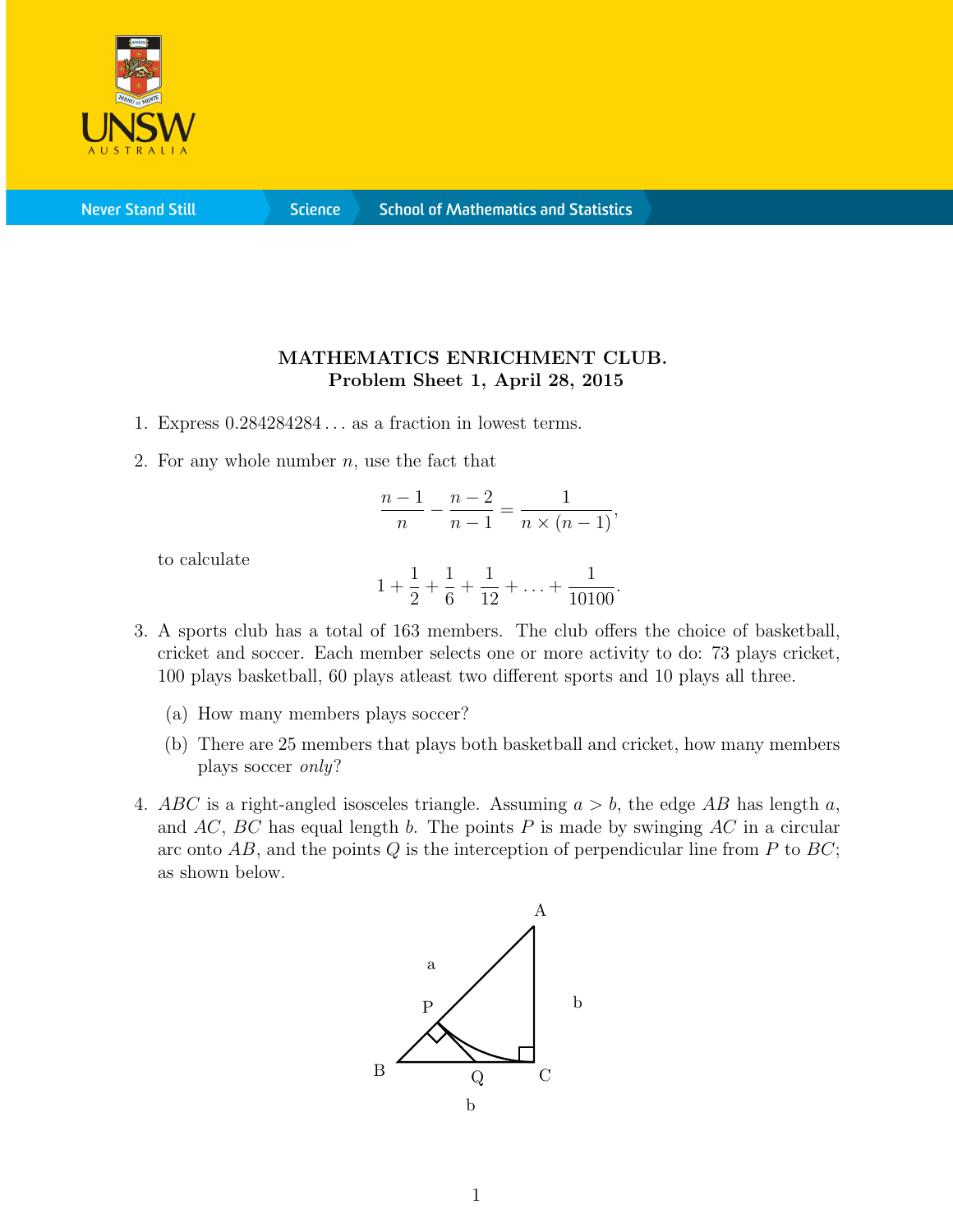**MATHEMATICS ENRICHMENT CLUB.**
**Problem Sheet 1, April 28, 2015**

1. Express $0.284284284\ldots$ as a fraction in lowest terms.

2. For any whole number $n$, use the fact that

$$\frac{n-1}{n} - \frac{n-2}{n-1} = \frac{1}{n \times (n-1)},$$

   to calculate

$$1 + \frac{1}{2} + \frac{1}{6} + \frac{1}{12} + \ldots + \frac{1}{10100}.$$

3. A sports club has a total of 163 members. The club offers the choice of basketball, cricket and soccer. Each member selects one or more activity to do: 73 plays cricket, 100 plays basketball, 60 plays atleast two different sports and 10 plays all three.

   (a) How many members plays soccer?

   (b) There are 25 members that plays both basketball and cricket, how many members plays soccer *only*?

4. $ABC$ is a right-angled isosceles triangle. Assuming $a > b$, the edge $AB$ has length $a$, and $AC$, $BC$ has equal length $b$. The points $P$ is made by swinging $AC$ in a circular arc onto $AB$, and the points $Q$ is the interception of perpendicular line from $P$ to $BC$; as shown below.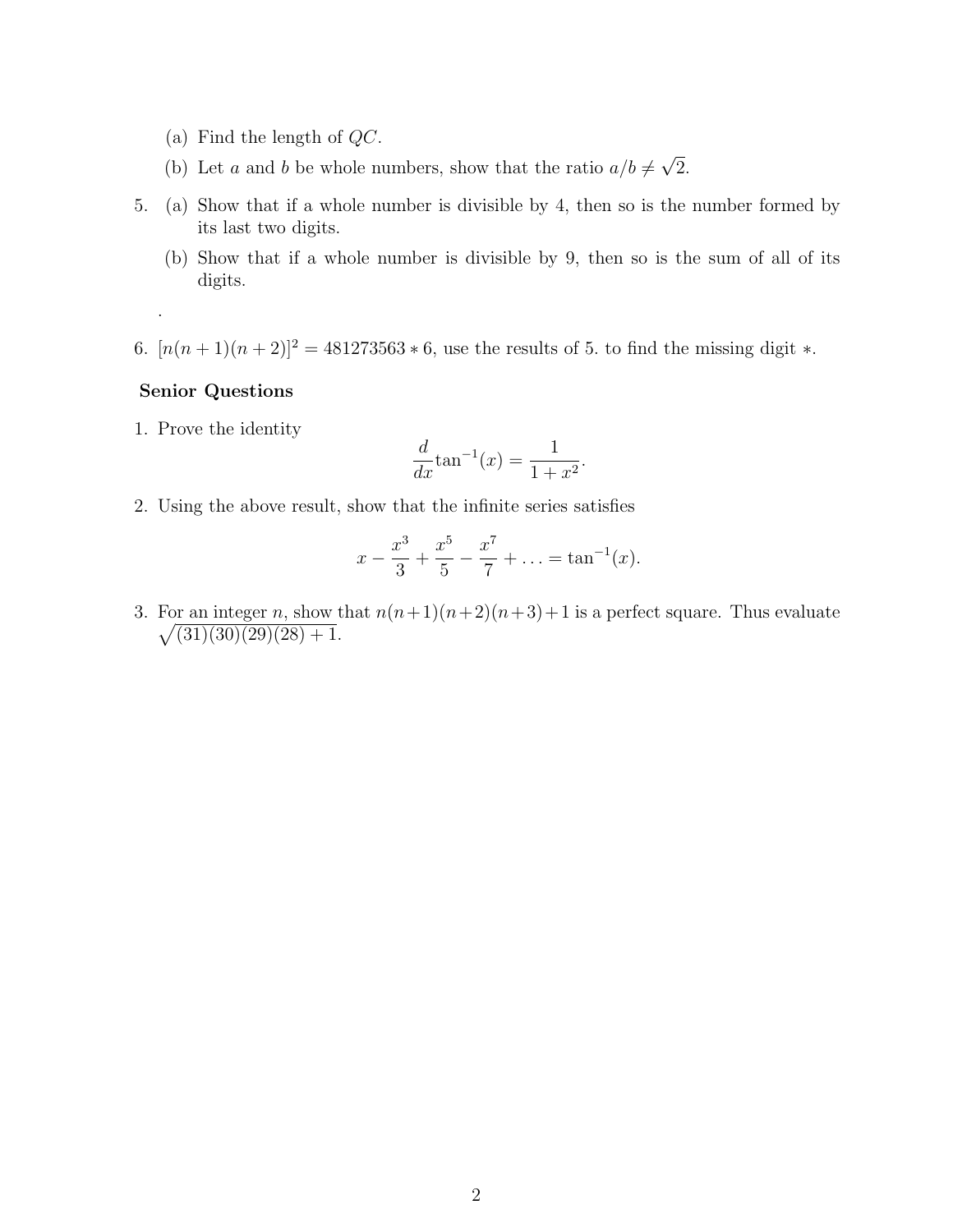(a) Find the length of $QC$.

(b) Let $a$ and $b$ be whole numbers, show that the ratio $a/b \neq \sqrt{2}$.

5. (a) Show that if a whole number is divisible by 4, then so is the number formed by its last two digits.

   (b) Show that if a whole number is divisible by 9, then so is the sum of all of its digits.

.

6. $[n(n+1)(n+2)]^2 = 481273563 * 6$, use the results of 5. to find the missing digit $*$.

**Senior Questions**

1. Prove the identity

$$\frac{d}{dx}\tan^{-1}(x) = \frac{1}{1+x^2}.$$

2. Using the above result, show that the infinite series satisfies

$$x - \frac{x^3}{3} + \frac{x^5}{5} - \frac{x^7}{7} + \ldots = \tan^{-1}(x).$$

3. For an integer $n$, show that $n(n+1)(n+2)(n+3)+1$ is a perfect square. Thus evaluate $\sqrt{(31)(30)(29)(28)+1}$.